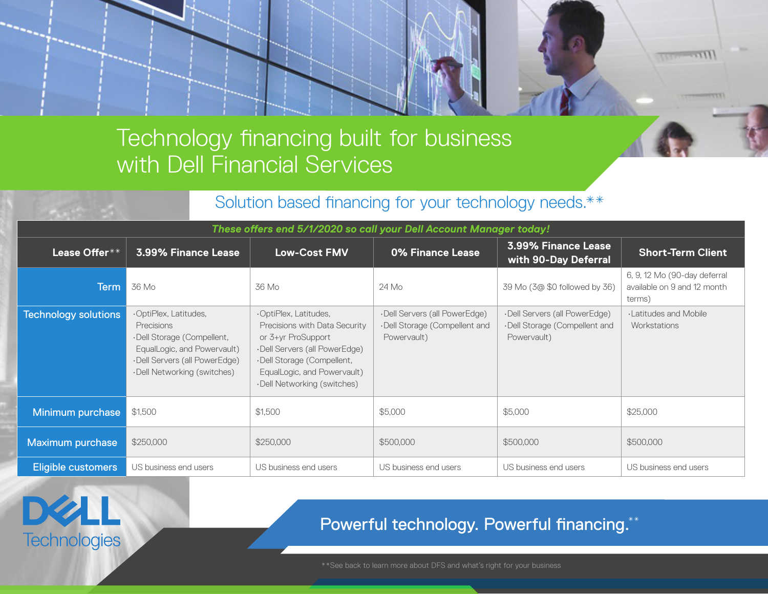# Technology financing built for business with Dell Financial Services

## Solution based financing for your technology needs.**

***These offers end 5/1/2020 so call your Dell Account Manager today!***

| Lease Offer** | 3.99% Finance Lease | Low-Cost FMV | 0% Finance Lease | 3.99% Finance Lease with 90-Day Deferral | Short-Term Client |
|---|---|---|---|---|---|
| Term | 36 Mo | 36 Mo | 24 Mo | 39 Mo (3@ $0 followed by 36) | 6, 9, 12 Mo (90-day deferral available on 9 and 12 month terms) |
| Technology solutions | ·OptiPlex, Latitudes, Precisions<br>·Dell Storage (Compellent, EqualLogic, and Powervault)<br>·Dell Servers (all PowerEdge)<br>·Dell Networking (switches) | ·OptiPlex, Latitudes, Precisions with Data Security or 3+yr ProSupport<br>·Dell Servers (all PowerEdge)<br>·Dell Storage (Compellent, EqualLogic, and Powervault)<br>·Dell Networking (switches) | ·Dell Servers (all PowerEdge)<br>·Dell Storage (Compellent and Powervault) | ·Dell Servers (all PowerEdge)<br>·Dell Storage (Compellent and Powervault) | ·Latitudes and Mobile Workstations |
| Minimum purchase | $1,500 | $1,500 | $5,000 | $5,000 | $25,000 |
| Maximum purchase | $250,000 | $250,000 | $500,000 | $500,000 | $500,000 |
| Eligible customers | US business end users | US business end users | US business end users | US business end users | US business end users |

DELL Technologies

**Powerful technology. Powerful financing.****

**See back to learn more about DFS and what's right for your business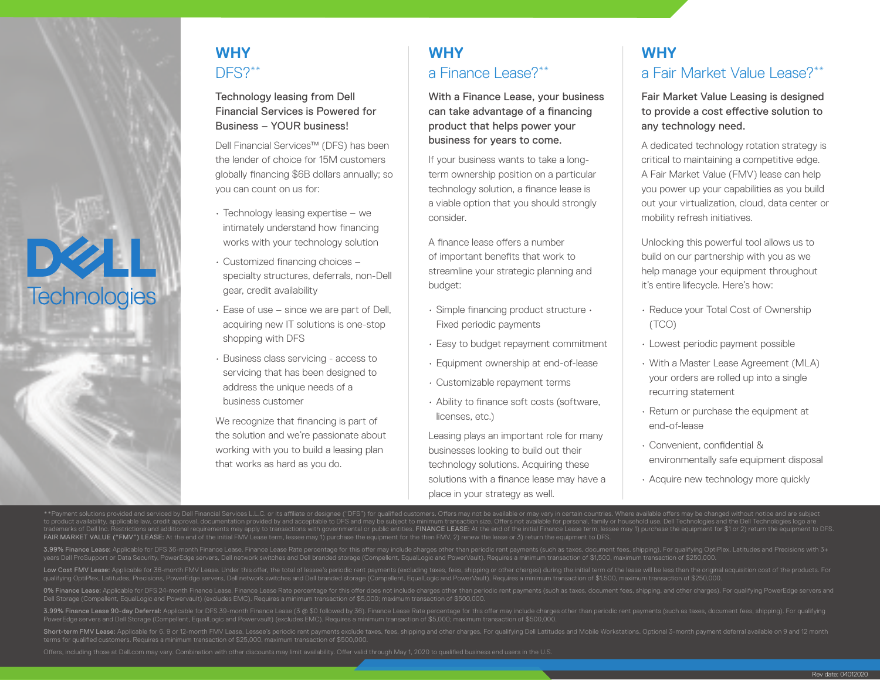Dell Technologies

## WHY DFS?**

**Technology leasing from Dell Financial Services is Powered for Business – YOUR business!**

Dell Financial Services™ (DFS) has been the lender of choice for 15M customers globally financing $6B dollars annually; so you can count on us for:

- Technology leasing expertise – we intimately understand how financing works with your technology solution
- Customized financing choices – specialty structures, deferrals, non-Dell gear, credit availability
- Ease of use – since we are part of Dell, acquiring new IT solutions is one-stop shopping with DFS
- Business class servicing - access to servicing that has been designed to address the unique needs of a business customer

We recognize that financing is part of the solution and we're passionate about working with you to build a leasing plan that works as hard as you do.

## WHY a Finance Lease?**

**With a Finance Lease, your business can take advantage of a financing product that helps power your business for years to come.**

If your business wants to take a long-term ownership position on a particular technology solution, a finance lease is a viable option that you should strongly consider.

A finance lease offers a number of important benefits that work to streamline your strategic planning and budget:

- Simple financing product structure • Fixed periodic payments
- Easy to budget repayment commitment
- Equipment ownership at end-of-lease
- Customizable repayment terms
- Ability to finance soft costs (software, licenses, etc.)

Leasing plays an important role for many businesses looking to build out their technology solutions. Acquiring these solutions with a finance lease may have a place in your strategy as well.

## WHY a Fair Market Value Lease?**

**Fair Market Value Leasing is designed to provide a cost effective solution to any technology need.**

A dedicated technology rotation strategy is critical to maintaining a competitive edge. A Fair Market Value (FMV) lease can help you power up your capabilities as you build out your virtualization, cloud, data center or mobility refresh initiatives.

Unlocking this powerful tool allows us to build on our partnership with you as we help manage your equipment throughout it's entire lifecycle. Here's how:

- Reduce your Total Cost of Ownership (TCO)
- Lowest periodic payment possible
- With a Master Lease Agreement (MLA) your orders are rolled up into a single recurring statement
- Return or purchase the equipment at end-of-lease
- Convenient, confidential & environmentally safe equipment disposal
- Acquire new technology more quickly

**Payment solutions provided and serviced by Dell Financial Services L.L.C. or its affiliate or designee ("DFS") for qualified customers. Offers may not be available or may vary in certain countries. Where available offers may be changed without notice and are subject to product availability, applicable law, credit approval, documentation provided by and acceptable to DFS and may be subject to minimum transaction size. Offers not available for personal, family or household use. Dell Technologies and the Dell Technologies logo are trademarks of Dell Inc. Restrictions and additional requirements may apply to transactions with governmental or public entities. **FINANCE LEASE:** At the end of the initial Finance Lease term, lessee may 1) purchase the equipment for $1 or 2) return the equipment to DFS. **FAIR MARKET VALUE ("FMV") LEASE:** At the end of the initial FMV Lease term, lessee may 1) purchase the equipment for the then FMV, 2) renew the lease or 3) return the equipment to DFS.

**3.99% Finance Lease:** Applicable for DFS 36-month Finance Lease. Finance Lease Rate percentage for this offer may include charges other than periodic rent payments (such as taxes, document fees, shipping). For qualifying OptiPlex, Latitudes and Precisions with 3+ years Dell ProSupport or Data Security, PowerEdge servers, Dell network switches and Dell branded storage (Compellent, EqualLogic and PowerVault). Requires a minimum transaction of $1,500, maximum transaction of $250,000.

**Low Cost FMV Lease:** Applicable for 36-month FMV Lease. Under this offer, the total of lessee's periodic rent payments (excluding taxes, fees, shipping or other charges) during the initial term of the lease will be less than the original acquisition cost of the products. For qualifying OptiPlex, Latitudes, Precisions, PowerEdge servers, Dell network switches and Dell branded storage (Compellent, EqualLogic and PowerVault). Requires a minimum transaction of $1,500, maximum transaction of $250,000.

**0% Finance Lease:** Applicable for DFS 24-month Finance Lease. Finance Lease Rate percentage for this offer does not include charges other than periodic rent payments (such as taxes, document fees, shipping, and other charges). For qualifying PowerEdge servers and Dell Storage (Compellent, EqualLogic and Powervault) (excludes EMC). Requires a minimum transaction of $5,000; maximum transaction of $500,000.

**3.99% Finance Lease 90-day Deferral:** Applicable for DFS 39-month Finance Lease (3 @ $0 followed by 36). Finance Lease Rate percentage for this offer may include charges other than periodic rent payments (such as taxes, document fees, shipping). For qualifying PowerEdge servers and Dell Storage (Compellent, EqualLogic and Powervault) (excludes EMC). Requires a minimum transaction of $5,000; maximum transaction of $500,000.

**Short-term FMV Lease:** Applicable for 6, 9 or 12-month FMV Lease. Lessee's periodic rent payments exclude taxes, fees, shipping and other charges. For qualifying Dell Latitudes and Mobile Workstations. Optional 3-month payment deferral available on 9 and 12 month terms for qualified customers. Requires a minimum transaction of $25,000, maximum transaction of $500,000.

Offers, including those at Dell.com may vary. Combination with other discounts may limit availability. Offer valid through May 1, 2020 to qualified business end users in the U.S.

Rev date: 04012020